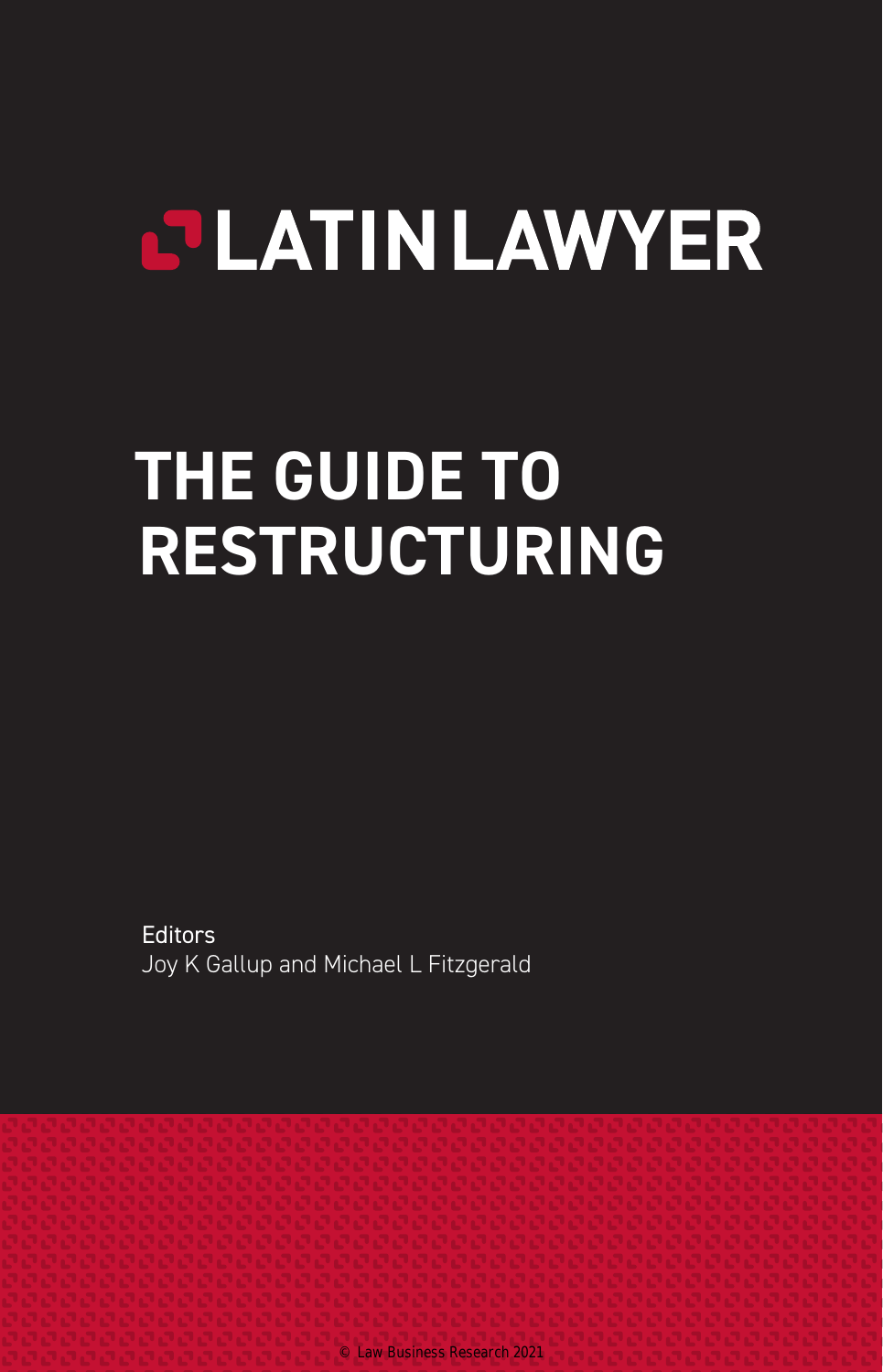# LATIN LAWYER

# THE GUIDE TO RESTRUCTURING

Editors

Joy K Gallup and Michael L Fitzgerald

© Law Business Research 2021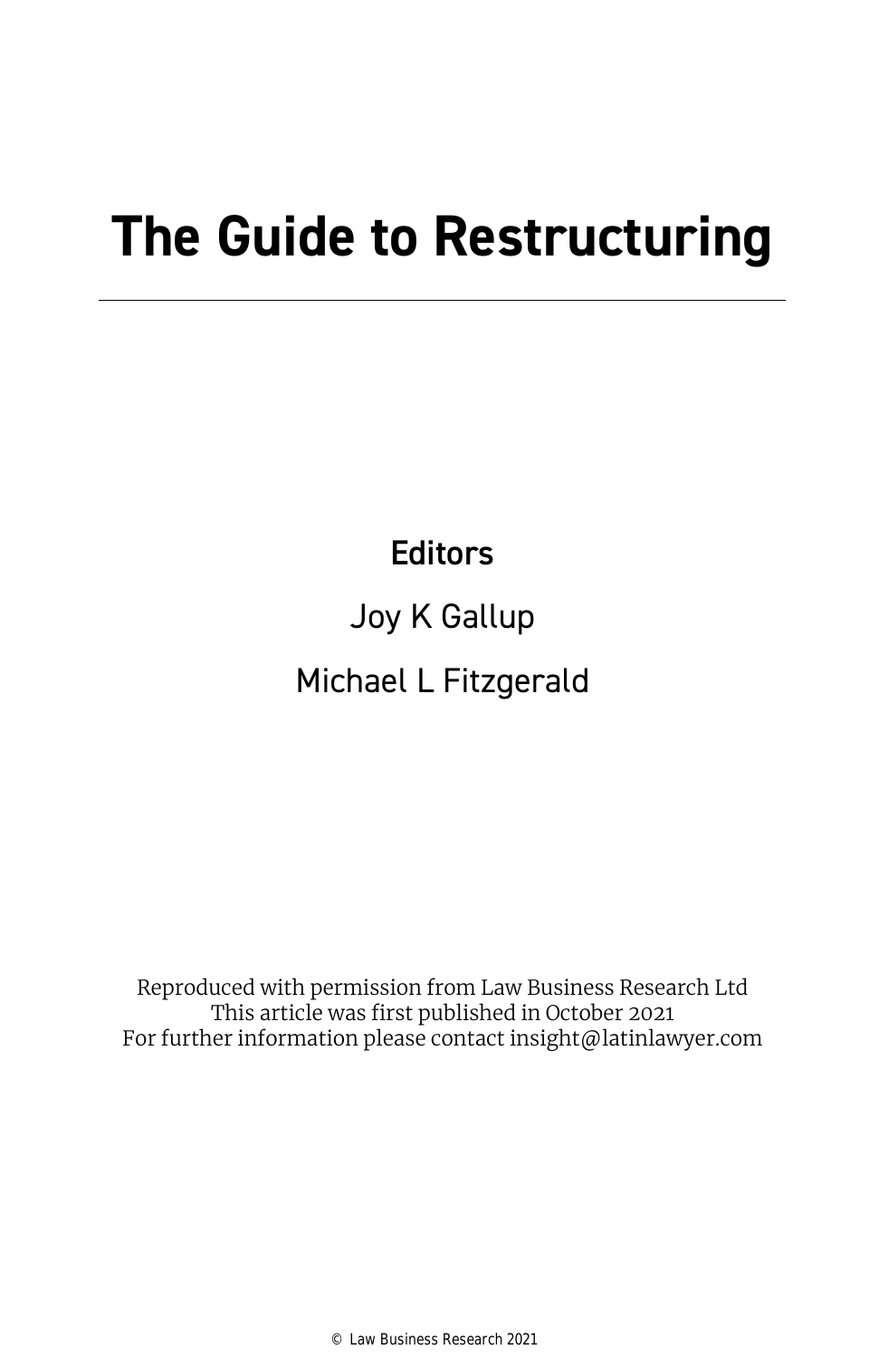# The Guide to Restructuring

**Editors**

Joy K Gallup

Michael L Fitzgerald

Reproduced with permission from Law Business Research Ltd
This article was first published in October 2021
For further information please contact insight@latinlawyer.com

© Law Business Research 2021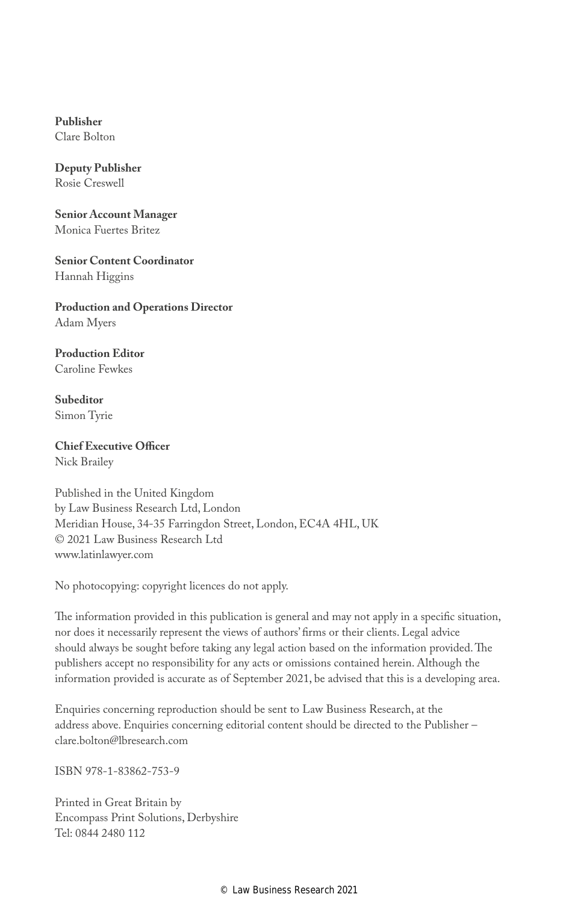**Publisher**
Clare Bolton

**Deputy Publisher**
Rosie Creswell

**Senior Account Manager**
Monica Fuertes Britez

**Senior Content Coordinator**
Hannah Higgins

**Production and Operations Director**
Adam Myers

**Production Editor**
Caroline Fewkes

**Subeditor**
Simon Tyrie

**Chief Executive Officer**
Nick Brailey

Published in the United Kingdom
by Law Business Research Ltd, London
Meridian House, 34-35 Farringdon Street, London, EC4A 4HL, UK
© 2021 Law Business Research Ltd
www.latinlawyer.com

No photocopying: copyright licences do not apply.

The information provided in this publication is general and may not apply in a specific situation, nor does it necessarily represent the views of authors' firms or their clients. Legal advice should always be sought before taking any legal action based on the information provided. The publishers accept no responsibility for any acts or omissions contained herein. Although the information provided is accurate as of September 2021, be advised that this is a developing area.

Enquiries concerning reproduction should be sent to Law Business Research, at the address above. Enquiries concerning editorial content should be directed to the Publisher – clare.bolton@lbresearch.com

ISBN 978-1-83862-753-9

Printed in Great Britain by
Encompass Print Solutions, Derbyshire
Tel: 0844 2480 112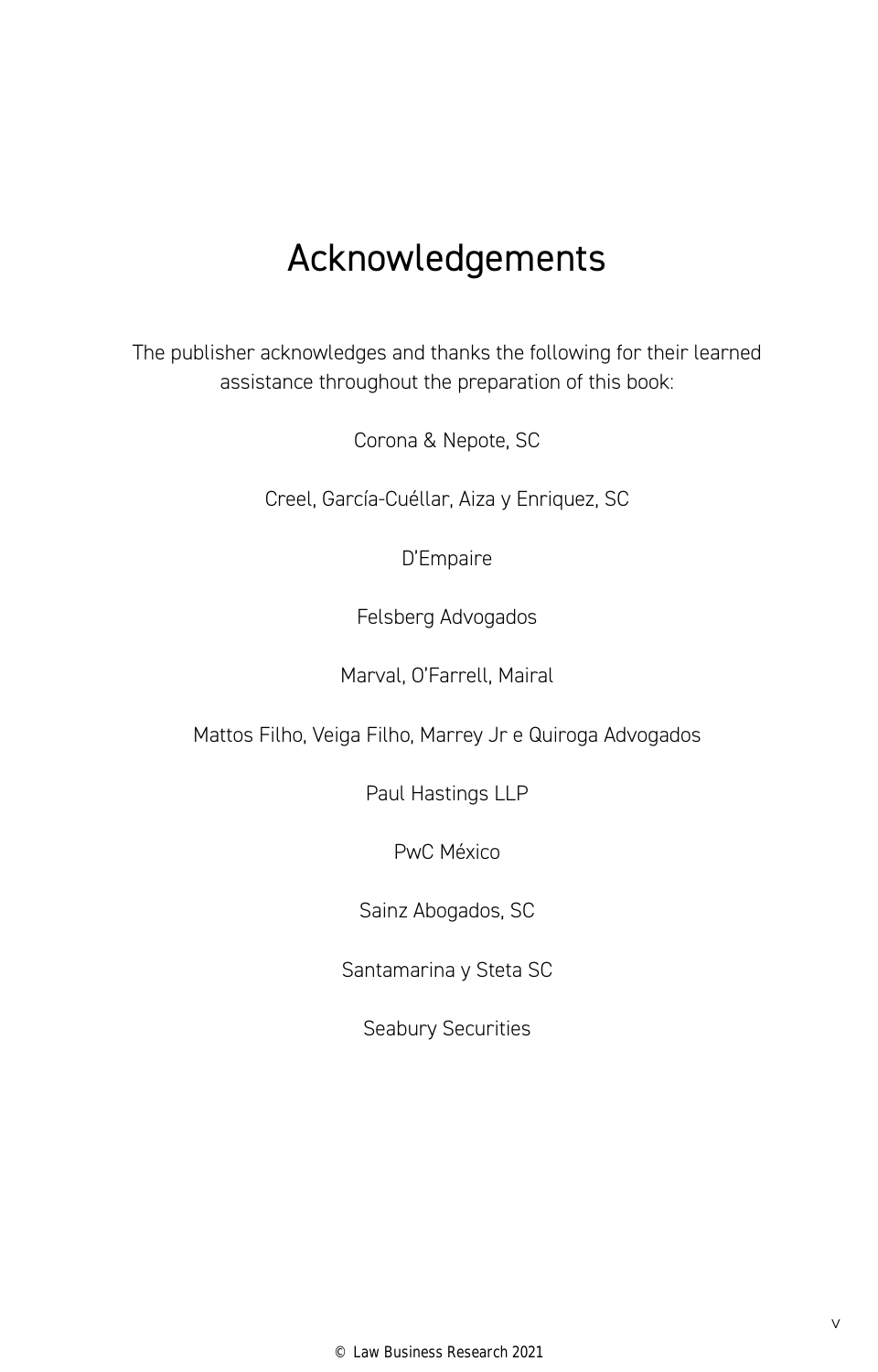# Acknowledgements

The publisher acknowledges and thanks the following for their learned assistance throughout the preparation of this book:

Corona & Nepote, SC

Creel, García-Cuéllar, Aiza y Enriquez, SC

D'Empaire

Felsberg Advogados

Marval, O'Farrell, Mairal

Mattos Filho, Veiga Filho, Marrey Jr e Quiroga Advogados

Paul Hastings LLP

PwC México

Sainz Abogados, SC

Santamarina y Steta SC

Seabury Securities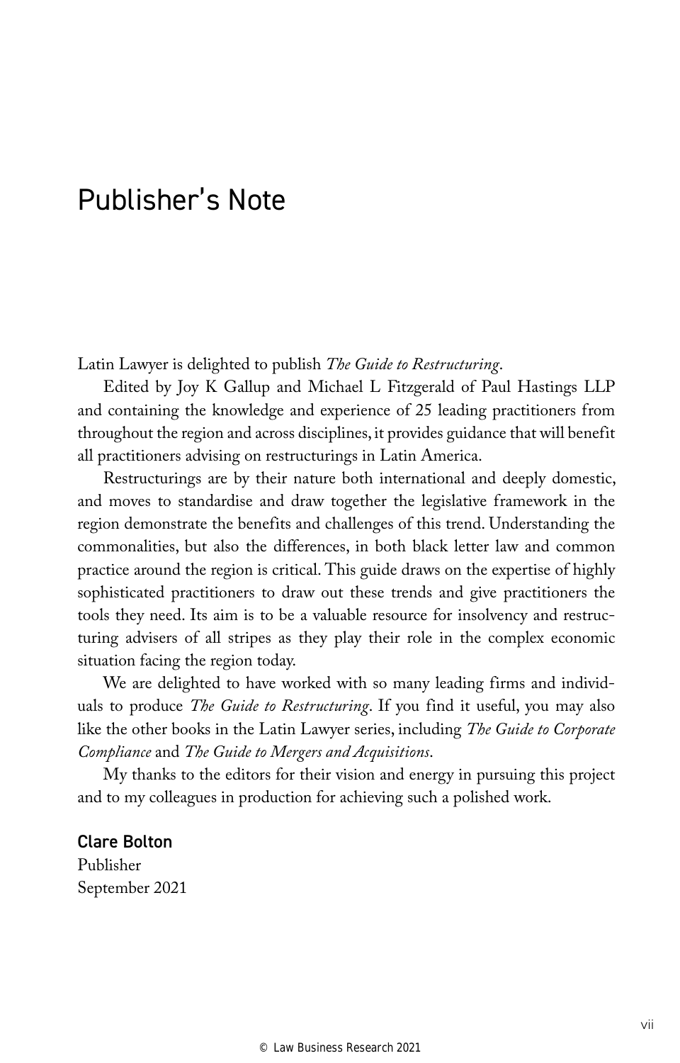# Publisher's Note

Latin Lawyer is delighted to publish *The Guide to Restructuring*.

Edited by Joy K Gallup and Michael L Fitzgerald of Paul Hastings LLP and containing the knowledge and experience of 25 leading practitioners from throughout the region and across disciplines, it provides guidance that will benefit all practitioners advising on restructurings in Latin America.

Restructurings are by their nature both international and deeply domestic, and moves to standardise and draw together the legislative framework in the region demonstrate the benefits and challenges of this trend. Understanding the commonalities, but also the differences, in both black letter law and common practice around the region is critical. This guide draws on the expertise of highly sophisticated practitioners to draw out these trends and give practitioners the tools they need. Its aim is to be a valuable resource for insolvency and restructuring advisers of all stripes as they play their role in the complex economic situation facing the region today.

We are delighted to have worked with so many leading firms and individuals to produce *The Guide to Restructuring*. If you find it useful, you may also like the other books in the Latin Lawyer series, including *The Guide to Corporate Compliance* and *The Guide to Mergers and Acquisitions*.

My thanks to the editors for their vision and energy in pursuing this project and to my colleagues in production for achieving such a polished work.

**Clare Bolton**
Publisher
September 2021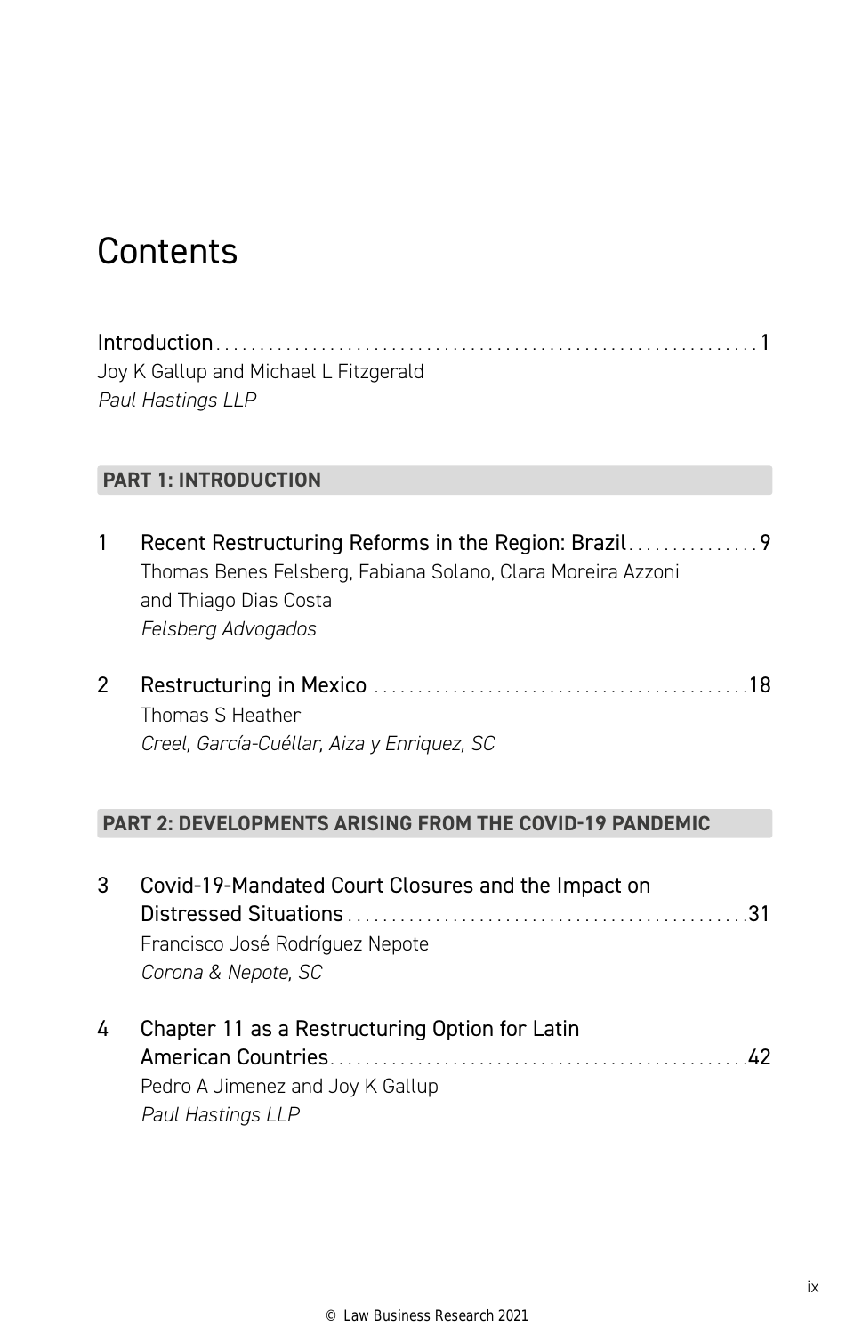# Contents

Introduction ..... 1
Joy K Gallup and Michael L Fitzgerald
*Paul Hastings LLP*

## PART 1: INTRODUCTION

1 Recent Restructuring Reforms in the Region: Brazil ..... 9
Thomas Benes Felsberg, Fabiana Solano, Clara Moreira Azzoni and Thiago Dias Costa
*Felsberg Advogados*

2 Restructuring in Mexico ..... 18
Thomas S Heather
*Creel, García-Cuéllar, Aiza y Enriquez, SC*

## PART 2: DEVELOPMENTS ARISING FROM THE COVID-19 PANDEMIC

3 Covid-19-Mandated Court Closures and the Impact on Distressed Situations ..... 31
Francisco José Rodríguez Nepote
*Corona & Nepote, SC*

4 Chapter 11 as a Restructuring Option for Latin American Countries ..... 42
Pedro A Jimenez and Joy K Gallup
*Paul Hastings LLP*

© Law Business Research 2021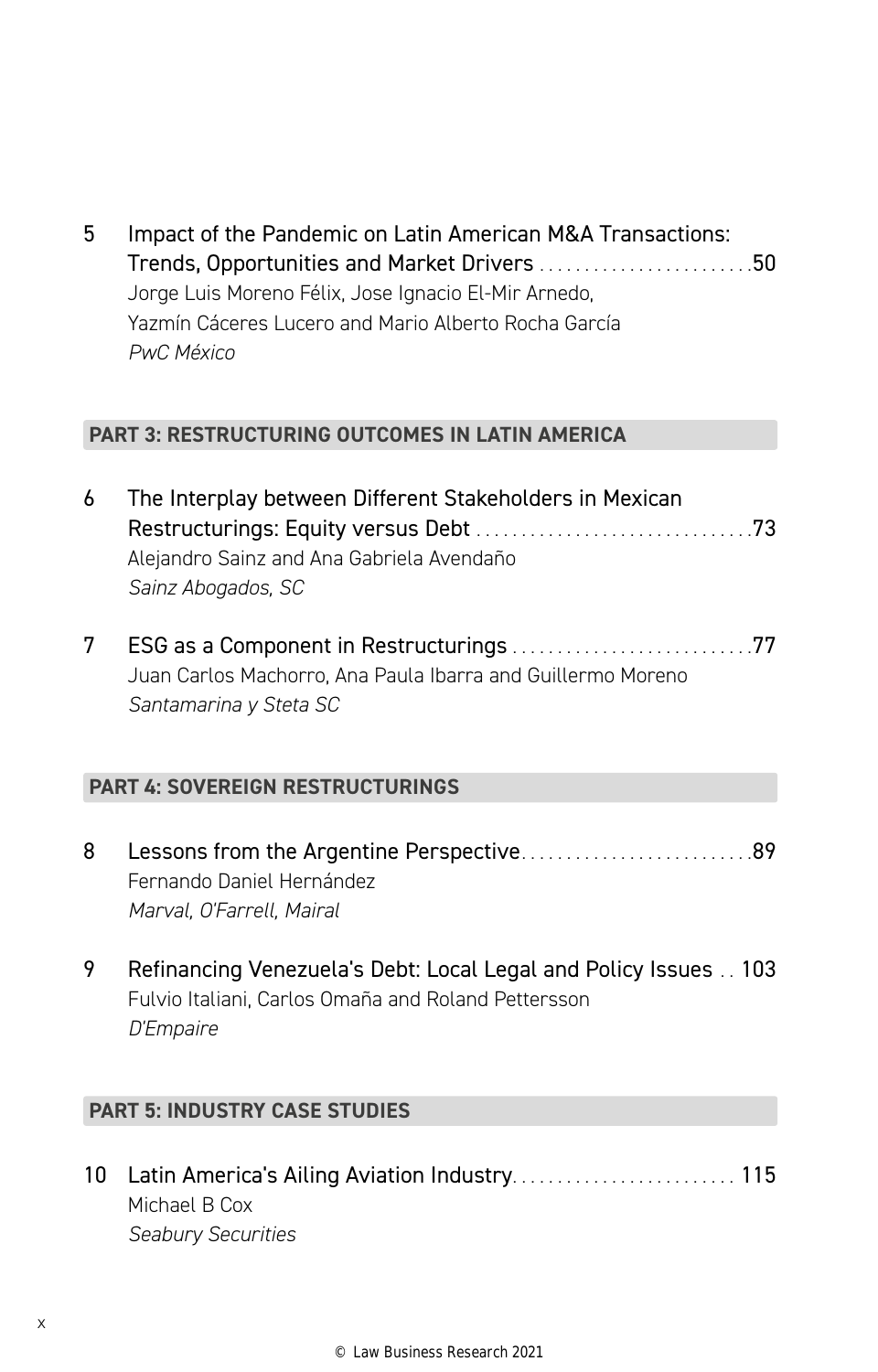5 Impact of the Pandemic on Latin American M&A Transactions: Trends, Opportunities and Market Drivers ........................50
Jorge Luis Moreno Félix, Jose Ignacio El-Mir Arnedo, Yazmín Cáceres Lucero and Mario Alberto Rocha García
*PwC México*

## PART 3: RESTRUCTURING OUTCOMES IN LATIN AMERICA

6 The Interplay between Different Stakeholders in Mexican Restructurings: Equity versus Debt ...............................73
Alejandro Sainz and Ana Gabriela Avendaño
*Sainz Abogados, SC*

7 ESG as a Component in Restructurings ...........................77
Juan Carlos Machorro, Ana Paula Ibarra and Guillermo Moreno
*Santamarina y Steta SC*

## PART 4: SOVEREIGN RESTRUCTURINGS

8 Lessons from the Argentine Perspective..........................89
Fernando Daniel Hernández
*Marval, O'Farrell, Mairal*

9 Refinancing Venezuela's Debt: Local Legal and Policy Issues .. 103
Fulvio Italiani, Carlos Omaña and Roland Pettersson
*D'Empaire*

## PART 5: INDUSTRY CASE STUDIES

10 Latin America's Ailing Aviation Industry......................... 115
Michael B Cox
*Seabury Securities*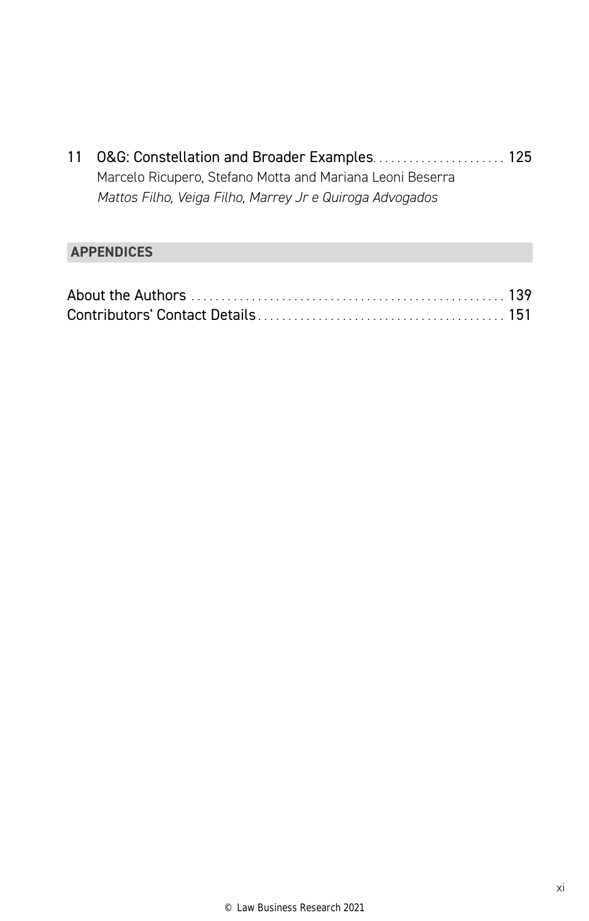11 O&G: Constellation and Broader Examples ...................... 125
Marcelo Ricupero, Stefano Motta and Mariana Leoni Beserra
*Mattos Filho, Veiga Filho, Marrey Jr e Quiroga Advogados*

## APPENDICES

About the Authors ................................................... 139
Contributors' Contact Details ........................................ 151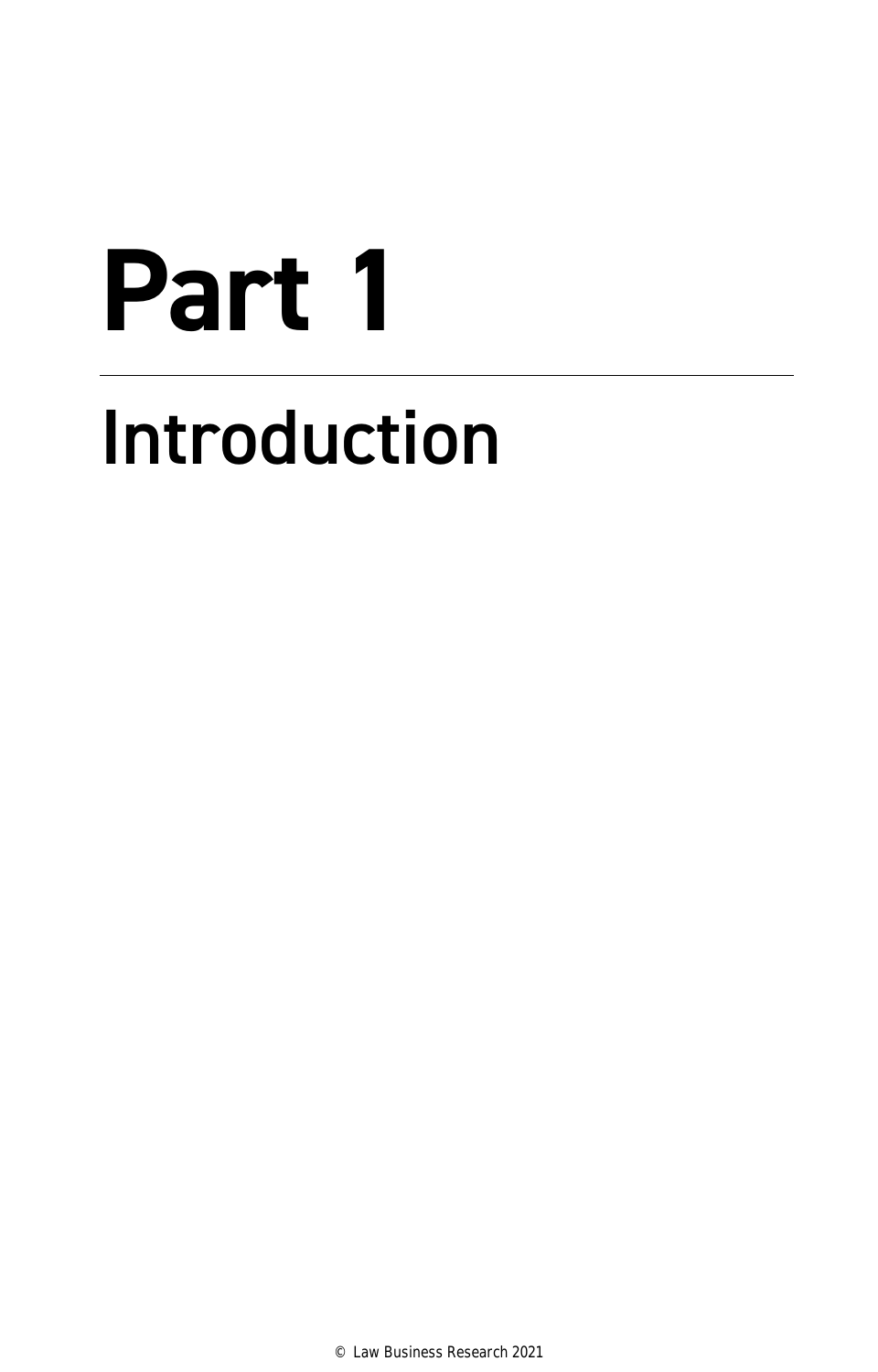# Part 1

## Introduction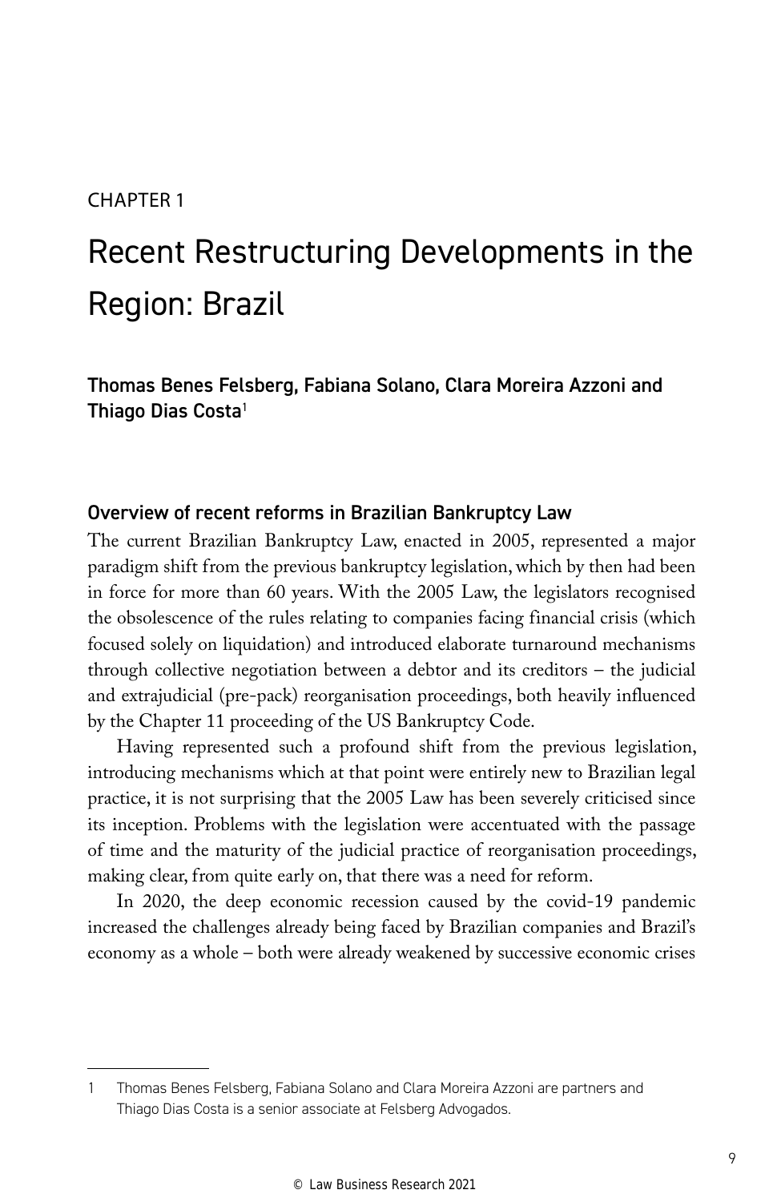CHAPTER 1

# Recent Restructuring Developments in the Region: Brazil

**Thomas Benes Felsberg, Fabiana Solano, Clara Moreira Azzoni and Thiago Dias Costa**[1]

## Overview of recent reforms in Brazilian Bankruptcy Law

The current Brazilian Bankruptcy Law, enacted in 2005, represented a major paradigm shift from the previous bankruptcy legislation, which by then had been in force for more than 60 years. With the 2005 Law, the legislators recognised the obsolescence of the rules relating to companies facing financial crisis (which focused solely on liquidation) and introduced elaborate turnaround mechanisms through collective negotiation between a debtor and its creditors – the judicial and extrajudicial (pre-pack) reorganisation proceedings, both heavily influenced by the Chapter 11 proceeding of the US Bankruptcy Code.

Having represented such a profound shift from the previous legislation, introducing mechanisms which at that point were entirely new to Brazilian legal practice, it is not surprising that the 2005 Law has been severely criticised since its inception. Problems with the legislation were accentuated with the passage of time and the maturity of the judicial practice of reorganisation proceedings, making clear, from quite early on, that there was a need for reform.

In 2020, the deep economic recession caused by the covid-19 pandemic increased the challenges already being faced by Brazilian companies and Brazil's economy as a whole – both were already weakened by successive economic crises

---

1 Thomas Benes Felsberg, Fabiana Solano and Clara Moreira Azzoni are partners and Thiago Dias Costa is a senior associate at Felsberg Advogados.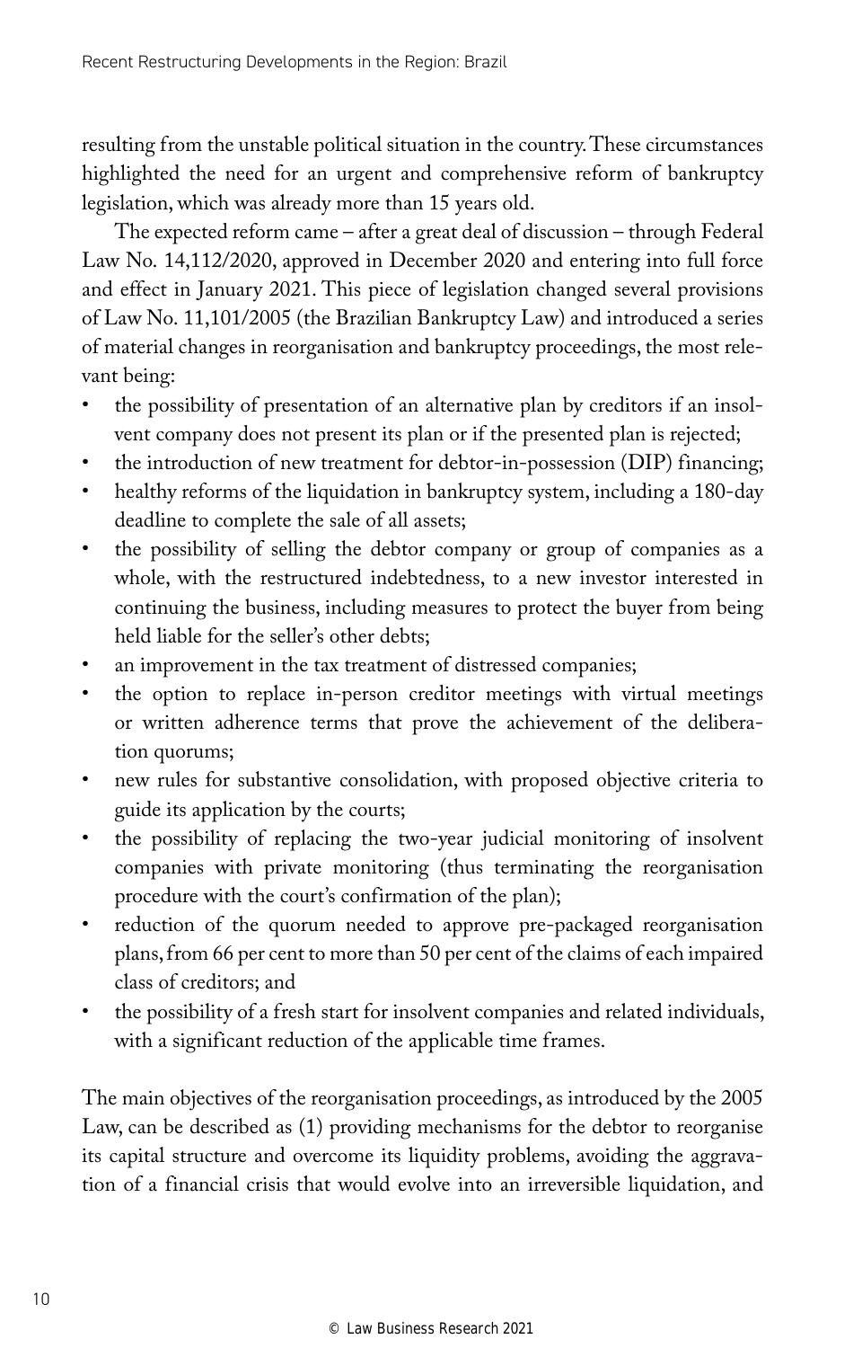resulting from the unstable political situation in the country. These circumstances highlighted the need for an urgent and comprehensive reform of bankruptcy legislation, which was already more than 15 years old.

The expected reform came – after a great deal of discussion – through Federal Law No. 14,112/2020, approved in December 2020 and entering into full force and effect in January 2021. This piece of legislation changed several provisions of Law No. 11,101/2005 (the Brazilian Bankruptcy Law) and introduced a series of material changes in reorganisation and bankruptcy proceedings, the most relevant being:

- the possibility of presentation of an alternative plan by creditors if an insolvent company does not present its plan or if the presented plan is rejected;
- the introduction of new treatment for debtor-in-possession (DIP) financing;
- healthy reforms of the liquidation in bankruptcy system, including a 180-day deadline to complete the sale of all assets;
- the possibility of selling the debtor company or group of companies as a whole, with the restructured indebtedness, to a new investor interested in continuing the business, including measures to protect the buyer from being held liable for the seller's other debts;
- an improvement in the tax treatment of distressed companies;
- the option to replace in-person creditor meetings with virtual meetings or written adherence terms that prove the achievement of the deliberation quorums;
- new rules for substantive consolidation, with proposed objective criteria to guide its application by the courts;
- the possibility of replacing the two-year judicial monitoring of insolvent companies with private monitoring (thus terminating the reorganisation procedure with the court's confirmation of the plan);
- reduction of the quorum needed to approve pre-packaged reorganisation plans, from 66 per cent to more than 50 per cent of the claims of each impaired class of creditors; and
- the possibility of a fresh start for insolvent companies and related individuals, with a significant reduction of the applicable time frames.

The main objectives of the reorganisation proceedings, as introduced by the 2005 Law, can be described as (1) providing mechanisms for the debtor to reorganise its capital structure and overcome its liquidity problems, avoiding the aggravation of a financial crisis that would evolve into an irreversible liquidation, and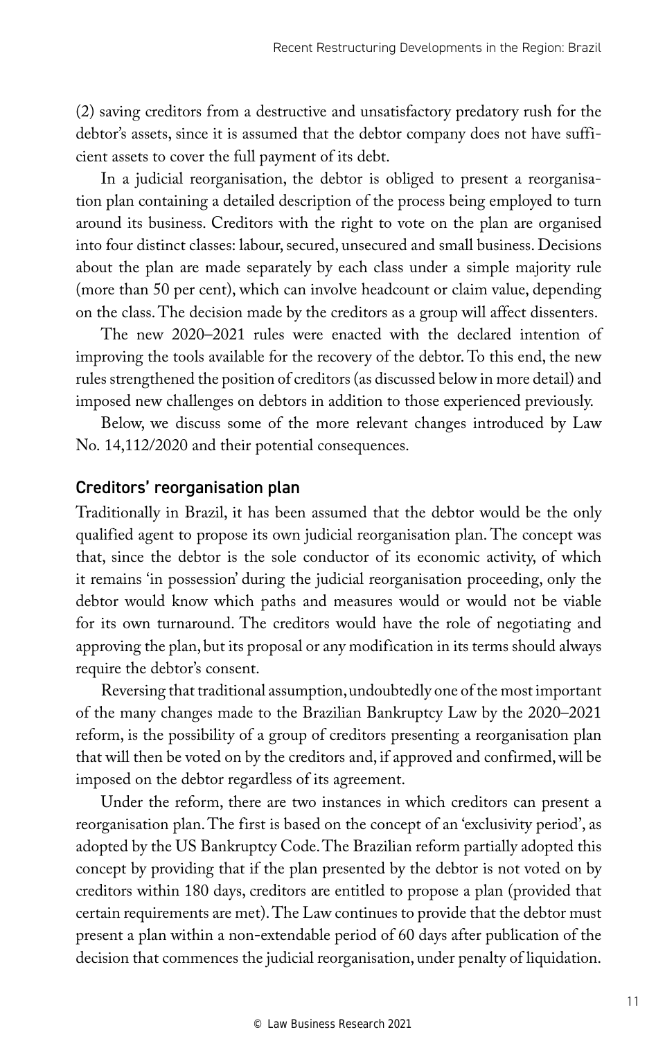(2) saving creditors from a destructive and unsatisfactory predatory rush for the debtor's assets, since it is assumed that the debtor company does not have sufficient assets to cover the full payment of its debt.

In a judicial reorganisation, the debtor is obliged to present a reorganisation plan containing a detailed description of the process being employed to turn around its business. Creditors with the right to vote on the plan are organised into four distinct classes: labour, secured, unsecured and small business. Decisions about the plan are made separately by each class under a simple majority rule (more than 50 per cent), which can involve headcount or claim value, depending on the class. The decision made by the creditors as a group will affect dissenters.

The new 2020–2021 rules were enacted with the declared intention of improving the tools available for the recovery of the debtor. To this end, the new rules strengthened the position of creditors (as discussed below in more detail) and imposed new challenges on debtors in addition to those experienced previously.

Below, we discuss some of the more relevant changes introduced by Law No. 14,112/2020 and their potential consequences.

## Creditors' reorganisation plan

Traditionally in Brazil, it has been assumed that the debtor would be the only qualified agent to propose its own judicial reorganisation plan. The concept was that, since the debtor is the sole conductor of its economic activity, of which it remains 'in possession' during the judicial reorganisation proceeding, only the debtor would know which paths and measures would or would not be viable for its own turnaround. The creditors would have the role of negotiating and approving the plan, but its proposal or any modification in its terms should always require the debtor's consent.

Reversing that traditional assumption, undoubtedly one of the most important of the many changes made to the Brazilian Bankruptcy Law by the 2020–2021 reform, is the possibility of a group of creditors presenting a reorganisation plan that will then be voted on by the creditors and, if approved and confirmed, will be imposed on the debtor regardless of its agreement.

Under the reform, there are two instances in which creditors can present a reorganisation plan. The first is based on the concept of an 'exclusivity period', as adopted by the US Bankruptcy Code. The Brazilian reform partially adopted this concept by providing that if the plan presented by the debtor is not voted on by creditors within 180 days, creditors are entitled to propose a plan (provided that certain requirements are met). The Law continues to provide that the debtor must present a plan within a non-extendable period of 60 days after publication of the decision that commences the judicial reorganisation, under penalty of liquidation.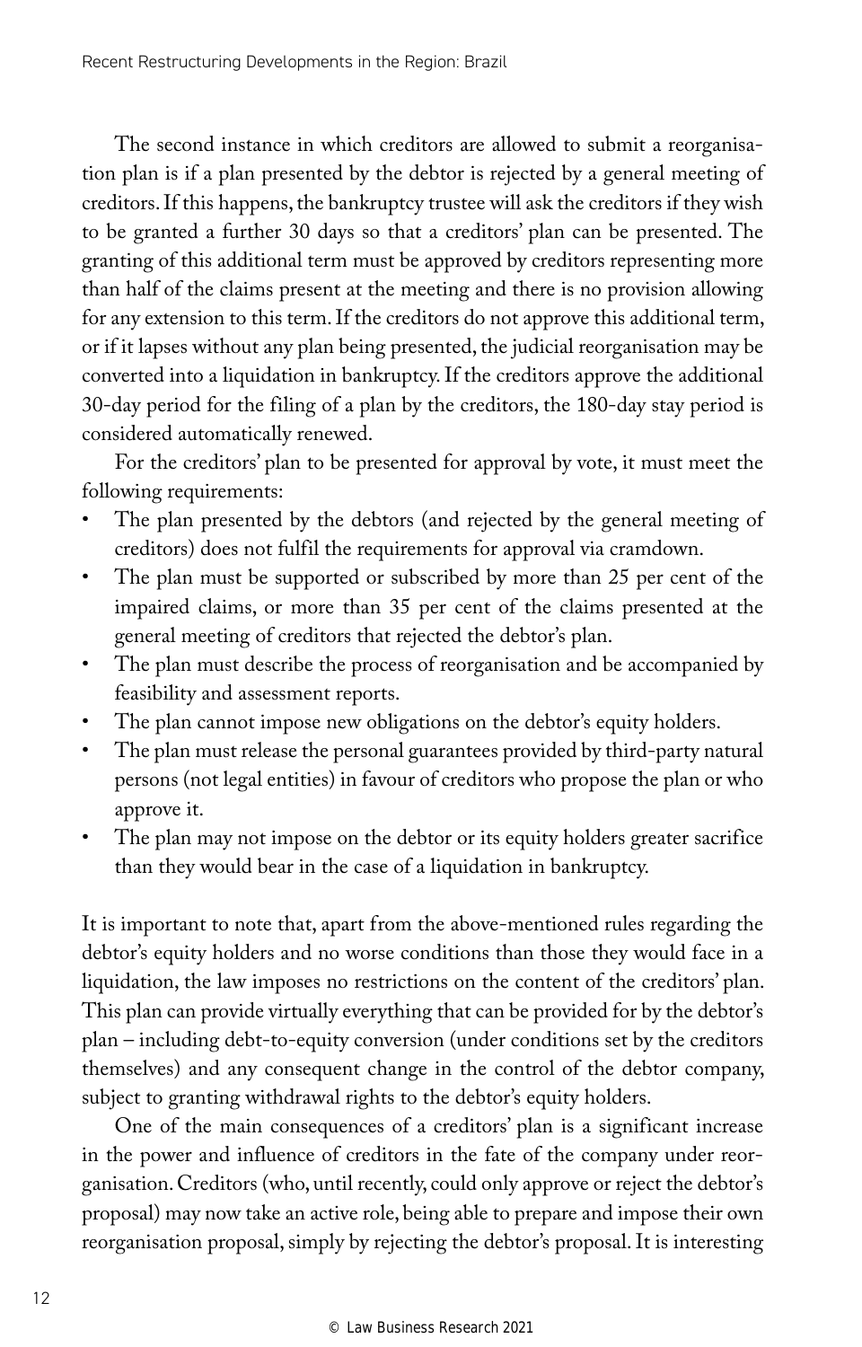The second instance in which creditors are allowed to submit a reorganisation plan is if a plan presented by the debtor is rejected by a general meeting of creditors. If this happens, the bankruptcy trustee will ask the creditors if they wish to be granted a further 30 days so that a creditors' plan can be presented. The granting of this additional term must be approved by creditors representing more than half of the claims present at the meeting and there is no provision allowing for any extension to this term. If the creditors do not approve this additional term, or if it lapses without any plan being presented, the judicial reorganisation may be converted into a liquidation in bankruptcy. If the creditors approve the additional 30-day period for the filing of a plan by the creditors, the 180-day stay period is considered automatically renewed.

For the creditors' plan to be presented for approval by vote, it must meet the following requirements:

- The plan presented by the debtors (and rejected by the general meeting of creditors) does not fulfil the requirements for approval via cramdown.
- The plan must be supported or subscribed by more than 25 per cent of the impaired claims, or more than 35 per cent of the claims presented at the general meeting of creditors that rejected the debtor's plan.
- The plan must describe the process of reorganisation and be accompanied by feasibility and assessment reports.
- The plan cannot impose new obligations on the debtor's equity holders.
- The plan must release the personal guarantees provided by third-party natural persons (not legal entities) in favour of creditors who propose the plan or who approve it.
- The plan may not impose on the debtor or its equity holders greater sacrifice than they would bear in the case of a liquidation in bankruptcy.

It is important to note that, apart from the above-mentioned rules regarding the debtor's equity holders and no worse conditions than those they would face in a liquidation, the law imposes no restrictions on the content of the creditors' plan. This plan can provide virtually everything that can be provided for by the debtor's plan – including debt-to-equity conversion (under conditions set by the creditors themselves) and any consequent change in the control of the debtor company, subject to granting withdrawal rights to the debtor's equity holders.

One of the main consequences of a creditors' plan is a significant increase in the power and influence of creditors in the fate of the company under reorganisation. Creditors (who, until recently, could only approve or reject the debtor's proposal) may now take an active role, being able to prepare and impose their own reorganisation proposal, simply by rejecting the debtor's proposal. It is interesting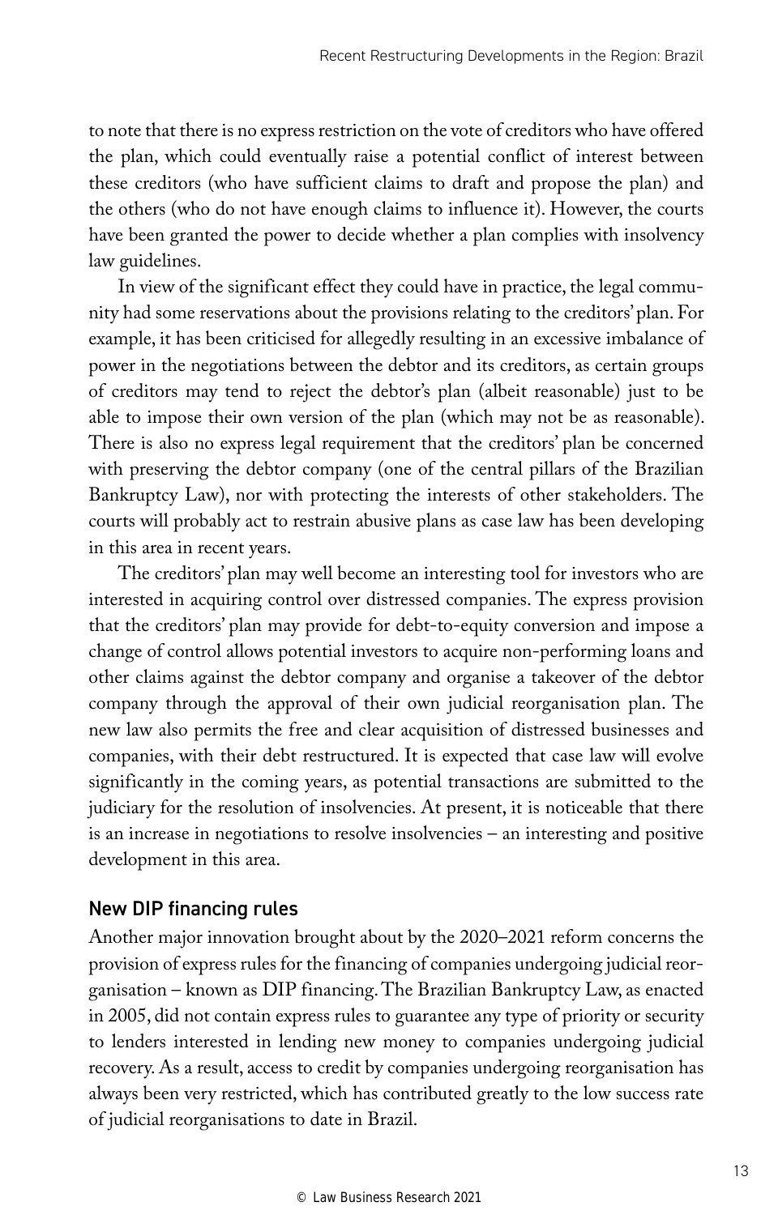to note that there is no express restriction on the vote of creditors who have offered the plan, which could eventually raise a potential conflict of interest between these creditors (who have sufficient claims to draft and propose the plan) and the others (who do not have enough claims to influence it). However, the courts have been granted the power to decide whether a plan complies with insolvency law guidelines.

In view of the significant effect they could have in practice, the legal community had some reservations about the provisions relating to the creditors' plan. For example, it has been criticised for allegedly resulting in an excessive imbalance of power in the negotiations between the debtor and its creditors, as certain groups of creditors may tend to reject the debtor's plan (albeit reasonable) just to be able to impose their own version of the plan (which may not be as reasonable). There is also no express legal requirement that the creditors' plan be concerned with preserving the debtor company (one of the central pillars of the Brazilian Bankruptcy Law), nor with protecting the interests of other stakeholders. The courts will probably act to restrain abusive plans as case law has been developing in this area in recent years.

The creditors' plan may well become an interesting tool for investors who are interested in acquiring control over distressed companies. The express provision that the creditors' plan may provide for debt-to-equity conversion and impose a change of control allows potential investors to acquire non-performing loans and other claims against the debtor company and organise a takeover of the debtor company through the approval of their own judicial reorganisation plan. The new law also permits the free and clear acquisition of distressed businesses and companies, with their debt restructured. It is expected that case law will evolve significantly in the coming years, as potential transactions are submitted to the judiciary for the resolution of insolvencies. At present, it is noticeable that there is an increase in negotiations to resolve insolvencies – an interesting and positive development in this area.

## New DIP financing rules

Another major innovation brought about by the 2020–2021 reform concerns the provision of express rules for the financing of companies undergoing judicial reorganisation – known as DIP financing. The Brazilian Bankruptcy Law, as enacted in 2005, did not contain express rules to guarantee any type of priority or security to lenders interested in lending new money to companies undergoing judicial recovery. As a result, access to credit by companies undergoing reorganisation has always been very restricted, which has contributed greatly to the low success rate of judicial reorganisations to date in Brazil.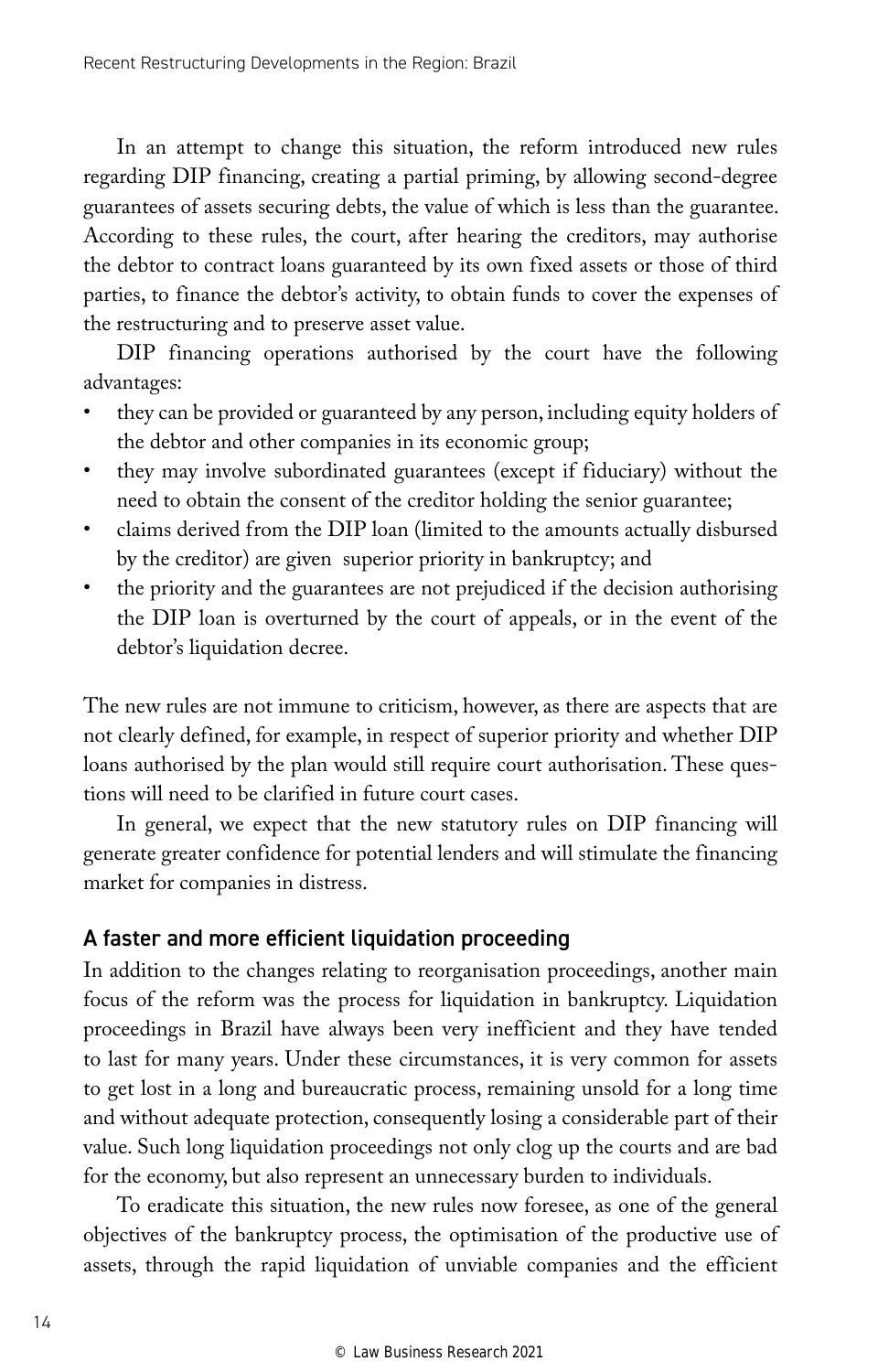In an attempt to change this situation, the reform introduced new rules regarding DIP financing, creating a partial priming, by allowing second-degree guarantees of assets securing debts, the value of which is less than the guarantee. According to these rules, the court, after hearing the creditors, may authorise the debtor to contract loans guaranteed by its own fixed assets or those of third parties, to finance the debtor's activity, to obtain funds to cover the expenses of the restructuring and to preserve asset value.

DIP financing operations authorised by the court have the following advantages:

- they can be provided or guaranteed by any person, including equity holders of the debtor and other companies in its economic group;
- they may involve subordinated guarantees (except if fiduciary) without the need to obtain the consent of the creditor holding the senior guarantee;
- claims derived from the DIP loan (limited to the amounts actually disbursed by the creditor) are given superior priority in bankruptcy; and
- the priority and the guarantees are not prejudiced if the decision authorising the DIP loan is overturned by the court of appeals, or in the event of the debtor's liquidation decree.

The new rules are not immune to criticism, however, as there are aspects that are not clearly defined, for example, in respect of superior priority and whether DIP loans authorised by the plan would still require court authorisation. These questions will need to be clarified in future court cases.

In general, we expect that the new statutory rules on DIP financing will generate greater confidence for potential lenders and will stimulate the financing market for companies in distress.

## A faster and more efficient liquidation proceeding

In addition to the changes relating to reorganisation proceedings, another main focus of the reform was the process for liquidation in bankruptcy. Liquidation proceedings in Brazil have always been very inefficient and they have tended to last for many years. Under these circumstances, it is very common for assets to get lost in a long and bureaucratic process, remaining unsold for a long time and without adequate protection, consequently losing a considerable part of their value. Such long liquidation proceedings not only clog up the courts and are bad for the economy, but also represent an unnecessary burden to individuals.

To eradicate this situation, the new rules now foresee, as one of the general objectives of the bankruptcy process, the optimisation of the productive use of assets, through the rapid liquidation of unviable companies and the efficient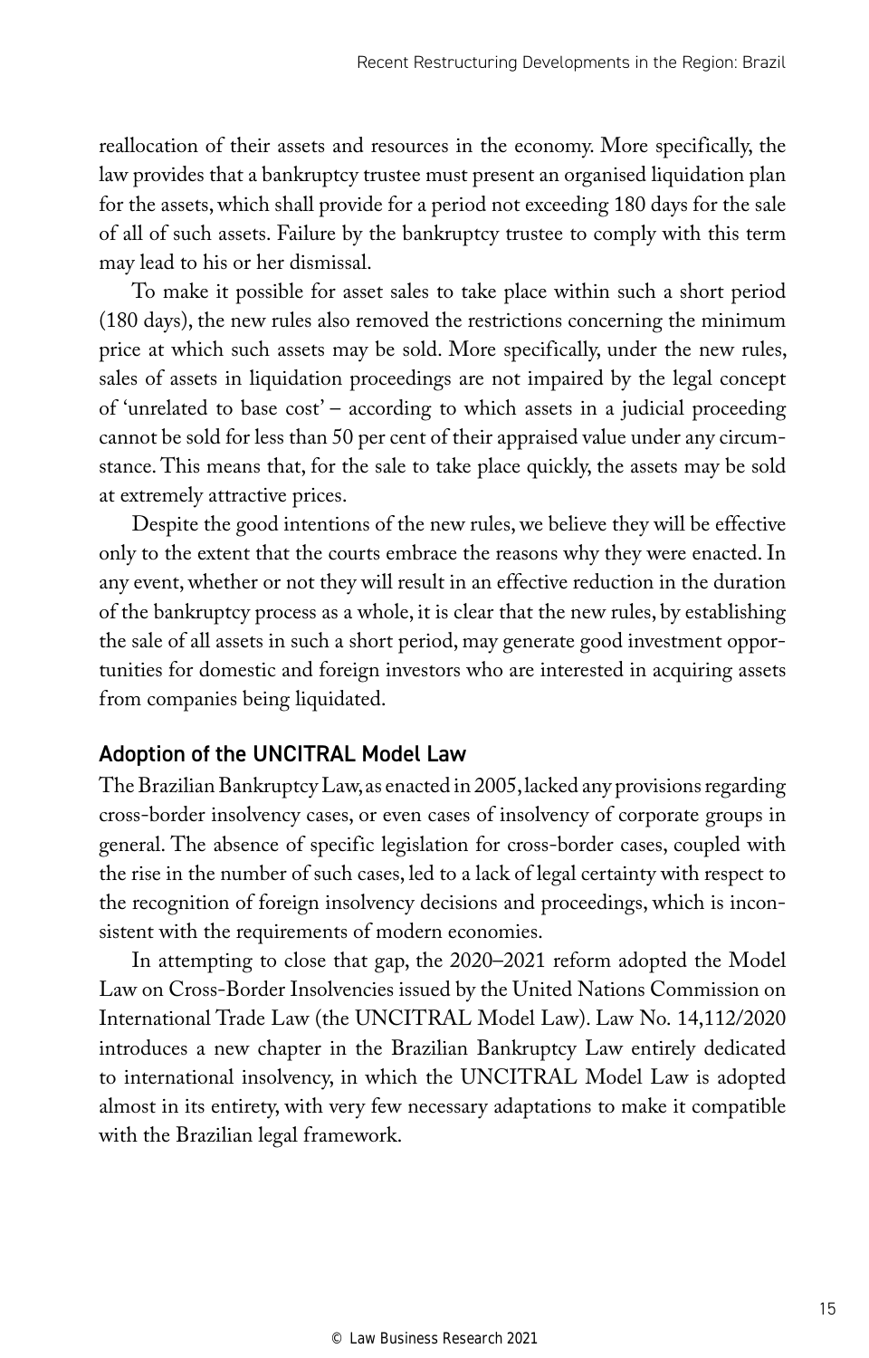reallocation of their assets and resources in the economy. More specifically, the law provides that a bankruptcy trustee must present an organised liquidation plan for the assets, which shall provide for a period not exceeding 180 days for the sale of all of such assets. Failure by the bankruptcy trustee to comply with this term may lead to his or her dismissal.

To make it possible for asset sales to take place within such a short period (180 days), the new rules also removed the restrictions concerning the minimum price at which such assets may be sold. More specifically, under the new rules, sales of assets in liquidation proceedings are not impaired by the legal concept of 'unrelated to base cost' – according to which assets in a judicial proceeding cannot be sold for less than 50 per cent of their appraised value under any circumstance. This means that, for the sale to take place quickly, the assets may be sold at extremely attractive prices.

Despite the good intentions of the new rules, we believe they will be effective only to the extent that the courts embrace the reasons why they were enacted. In any event, whether or not they will result in an effective reduction in the duration of the bankruptcy process as a whole, it is clear that the new rules, by establishing the sale of all assets in such a short period, may generate good investment opportunities for domestic and foreign investors who are interested in acquiring assets from companies being liquidated.

## Adoption of the UNCITRAL Model Law

The Brazilian Bankruptcy Law, as enacted in 2005, lacked any provisions regarding cross-border insolvency cases, or even cases of insolvency of corporate groups in general. The absence of specific legislation for cross-border cases, coupled with the rise in the number of such cases, led to a lack of legal certainty with respect to the recognition of foreign insolvency decisions and proceedings, which is inconsistent with the requirements of modern economies.

In attempting to close that gap, the 2020–2021 reform adopted the Model Law on Cross-Border Insolvencies issued by the United Nations Commission on International Trade Law (the UNCITRAL Model Law). Law No. 14,112/2020 introduces a new chapter in the Brazilian Bankruptcy Law entirely dedicated to international insolvency, in which the UNCITRAL Model Law is adopted almost in its entirety, with very few necessary adaptations to make it compatible with the Brazilian legal framework.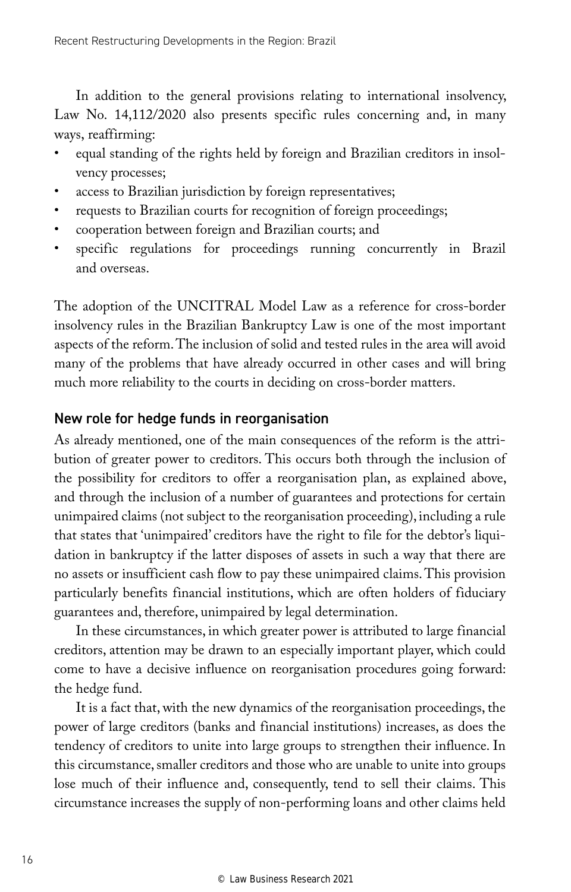In addition to the general provisions relating to international insolvency, Law No. 14,112/2020 also presents specific rules concerning and, in many ways, reaffirming:

- equal standing of the rights held by foreign and Brazilian creditors in insolvency processes;
- access to Brazilian jurisdiction by foreign representatives;
- requests to Brazilian courts for recognition of foreign proceedings;
- cooperation between foreign and Brazilian courts; and
- specific regulations for proceedings running concurrently in Brazil and overseas.

The adoption of the UNCITRAL Model Law as a reference for cross-border insolvency rules in the Brazilian Bankruptcy Law is one of the most important aspects of the reform. The inclusion of solid and tested rules in the area will avoid many of the problems that have already occurred in other cases and will bring much more reliability to the courts in deciding on cross-border matters.

## New role for hedge funds in reorganisation

As already mentioned, one of the main consequences of the reform is the attribution of greater power to creditors. This occurs both through the inclusion of the possibility for creditors to offer a reorganisation plan, as explained above, and through the inclusion of a number of guarantees and protections for certain unimpaired claims (not subject to the reorganisation proceeding), including a rule that states that 'unimpaired' creditors have the right to file for the debtor's liquidation in bankruptcy if the latter disposes of assets in such a way that there are no assets or insufficient cash flow to pay these unimpaired claims. This provision particularly benefits financial institutions, which are often holders of fiduciary guarantees and, therefore, unimpaired by legal determination.

In these circumstances, in which greater power is attributed to large financial creditors, attention may be drawn to an especially important player, which could come to have a decisive influence on reorganisation procedures going forward: the hedge fund.

It is a fact that, with the new dynamics of the reorganisation proceedings, the power of large creditors (banks and financial institutions) increases, as does the tendency of creditors to unite into large groups to strengthen their influence. In this circumstance, smaller creditors and those who are unable to unite into groups lose much of their influence and, consequently, tend to sell their claims. This circumstance increases the supply of non-performing loans and other claims held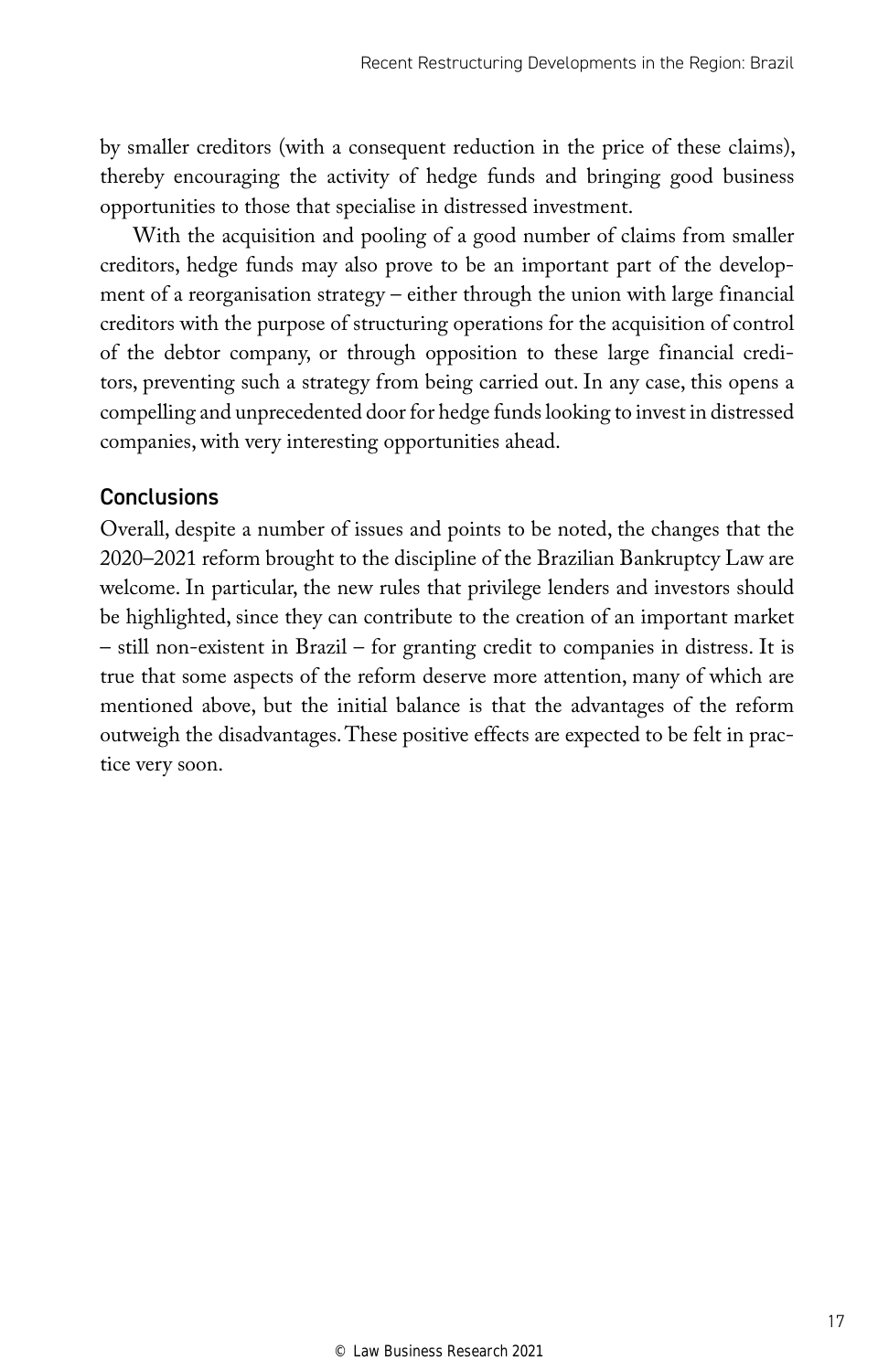by smaller creditors (with a consequent reduction in the price of these claims), thereby encouraging the activity of hedge funds and bringing good business opportunities to those that specialise in distressed investment.

With the acquisition and pooling of a good number of claims from smaller creditors, hedge funds may also prove to be an important part of the development of a reorganisation strategy – either through the union with large financial creditors with the purpose of structuring operations for the acquisition of control of the debtor company, or through opposition to these large financial creditors, preventing such a strategy from being carried out. In any case, this opens a compelling and unprecedented door for hedge funds looking to invest in distressed companies, with very interesting opportunities ahead.

## Conclusions

Overall, despite a number of issues and points to be noted, the changes that the 2020–2021 reform brought to the discipline of the Brazilian Bankruptcy Law are welcome. In particular, the new rules that privilege lenders and investors should be highlighted, since they can contribute to the creation of an important market – still non-existent in Brazil – for granting credit to companies in distress. It is true that some aspects of the reform deserve more attention, many of which are mentioned above, but the initial balance is that the advantages of the reform outweigh the disadvantages. These positive effects are expected to be felt in practice very soon.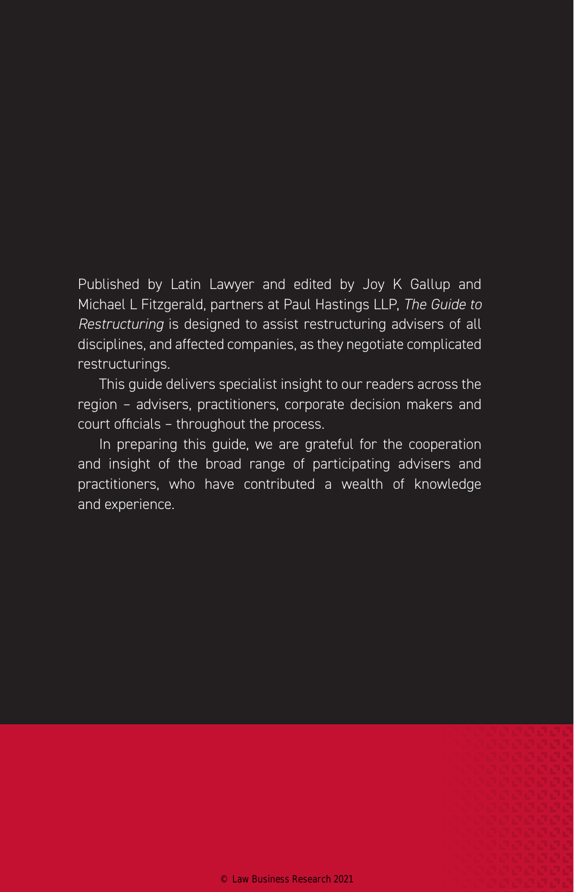Published by Latin Lawyer and edited by Joy K Gallup and Michael L Fitzgerald, partners at Paul Hastings LLP, *The Guide to Restructuring* is designed to assist restructuring advisers of all disciplines, and affected companies, as they negotiate complicated restructurings.

This guide delivers specialist insight to our readers across the region – advisers, practitioners, corporate decision makers and court officials – throughout the process.

In preparing this guide, we are grateful for the cooperation and insight of the broad range of participating advisers and practitioners, who have contributed a wealth of knowledge and experience.

© Law Business Research 2021